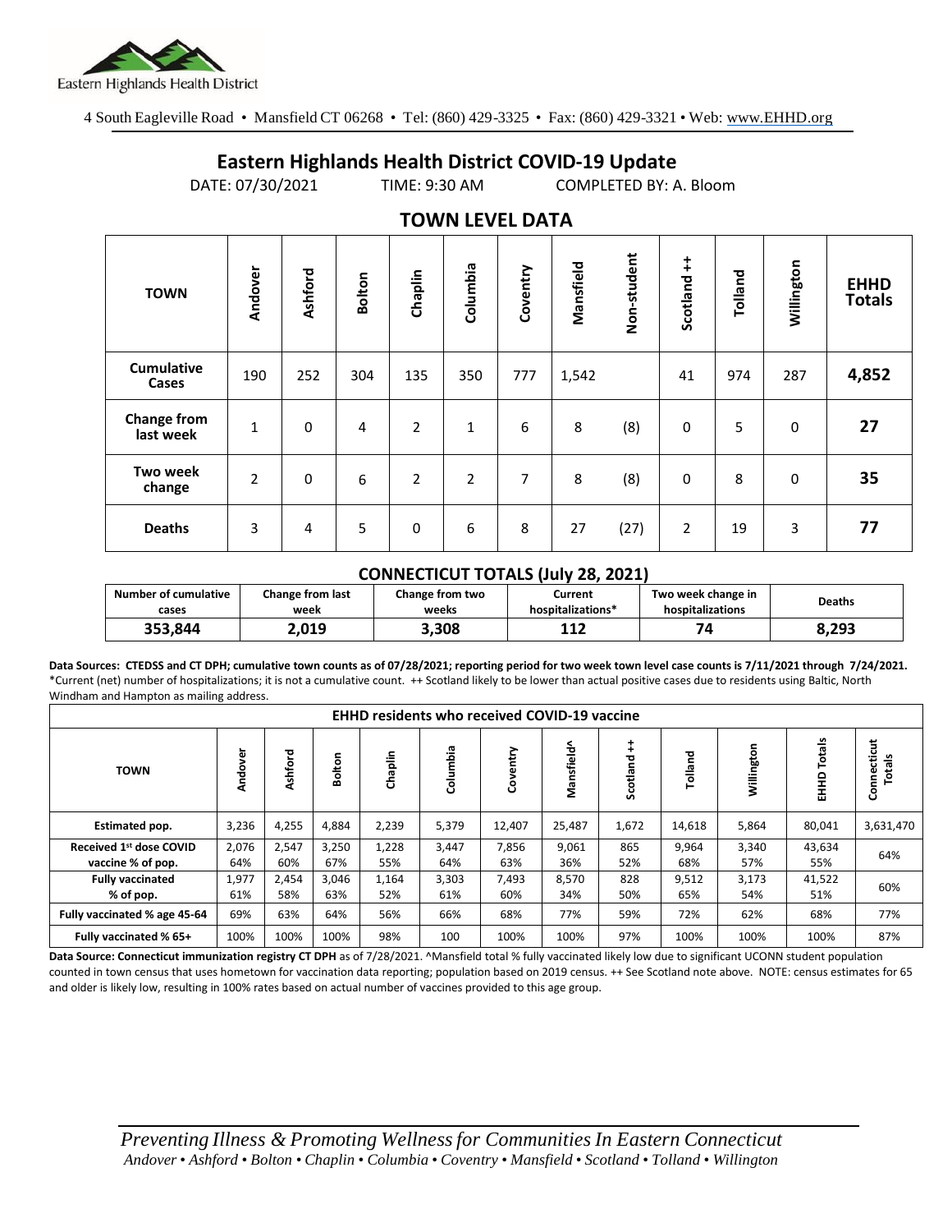Eastern Highlands Health District

4 South Eagleville Road • Mansfield CT 06268 • Tel: (860) 429-3325 • Fax: (860) 429-3321 • Web: www.EHHD.org

# Eastern Highlands Health District COVID-19 Update

DATE: 07/30/2021 TIME: 9:30 AM COMPLETED BY: A. Bloom

## TOWN LEVEL DATA

| TOWN | Andover | Ashford | Bolton | Chaplin | Columbia | Coventry | Mansfield | Non-student | Scotland ++ | Tolland | Willington | EHHD Totals |
|---|---|---|---|---|---|---|---|---|---|---|---|---|
| Cumulative Cases | 190 | 252 | 304 | 135 | 350 | 777 | 1,542 | | 41 | 974 | 287 | **4,852** |
| Change from last week | 1 | 0 | 4 | 2 | 1 | 6 | 8 | (8) | 0 | 5 | 0 | **27** |
| Two week change | 2 | 0 | 6 | 2 | 2 | 7 | 8 | (8) | 0 | 8 | 0 | **35** |
| Deaths | 3 | 4 | 5 | 0 | 6 | 8 | 27 | (27) | 2 | 19 | 3 | **77** |

### CONNECTICUT TOTALS (July 28, 2021)

| Number of cumulative cases | Change from last week | Change from two weeks | Current hospitalizations* | Two week change in hospitalizations | Deaths |
|---|---|---|---|---|---|
| 353,844 | 2,019 | 3,308 | 112 | 74 | 8,293 |

**Data Sources: CTEDSS and CT DPH; cumulative town counts as of 07/28/2021; reporting period for two week town level case counts is 7/11/2021 through 7/24/2021.** *Current (net) number of hospitalizations; it is not a cumulative count. ++ Scotland likely to be lower than actual positive cases due to residents using Baltic, North Windham and Hampton as mailing address.

| EHHD residents who received COVID-19 vaccine | | | | | | | | | | | | |
|---|---|---|---|---|---|---|---|---|---|---|---|---|
| TOWN | Andover | Ashford | Bolton | Chaplin | Columbia | Coventry | Mansfield^ | Scotland ++ | Tolland | Willington | EHHD Totals | Connecticut Totals |
| Estimated pop. | 3,236 | 4,255 | 4,884 | 2,239 | 5,379 | 12,407 | 25,487 | 1,672 | 14,618 | 5,864 | 80,041 | 3,631,470 |
| Received 1st dose COVID vaccine % of pop. | 2,076 64% | 2,547 60% | 3,250 67% | 1,228 55% | 3,447 64% | 7,856 63% | 9,061 36% | 865 52% | 9,964 68% | 3,340 57% | 43,634 55% | 64% |
| Fully vaccinated % of pop. | 1,977 61% | 2,454 58% | 3,046 63% | 1,164 52% | 3,303 61% | 7,493 60% | 8,570 34% | 828 50% | 9,512 65% | 3,173 54% | 41,522 51% | 60% |
| Fully vaccinated % age 45-64 | 69% | 63% | 64% | 56% | 66% | 68% | 77% | 59% | 72% | 62% | 68% | 77% |
| Fully vaccinated % 65+ | 100% | 100% | 100% | 98% | 100 | 100% | 100% | 97% | 100% | 100% | 100% | 87% |

**Data Source: Connecticut immunization registry CT DPH** as of 7/28/2021. ^Mansfield total % fully vaccinated likely low due to significant UCONN student population counted in town census that uses hometown for vaccination data reporting; population based on 2019 census. ++ See Scotland note above. NOTE: census estimates for 65 and older is likely low, resulting in 100% rates based on actual number of vaccines provided to this age group.

*Preventing Illness & Promoting Wellness for Communities In Eastern Connecticut*
*Andover • Ashford • Bolton • Chaplin • Columbia • Coventry • Mansfield • Scotland • Tolland • Willington*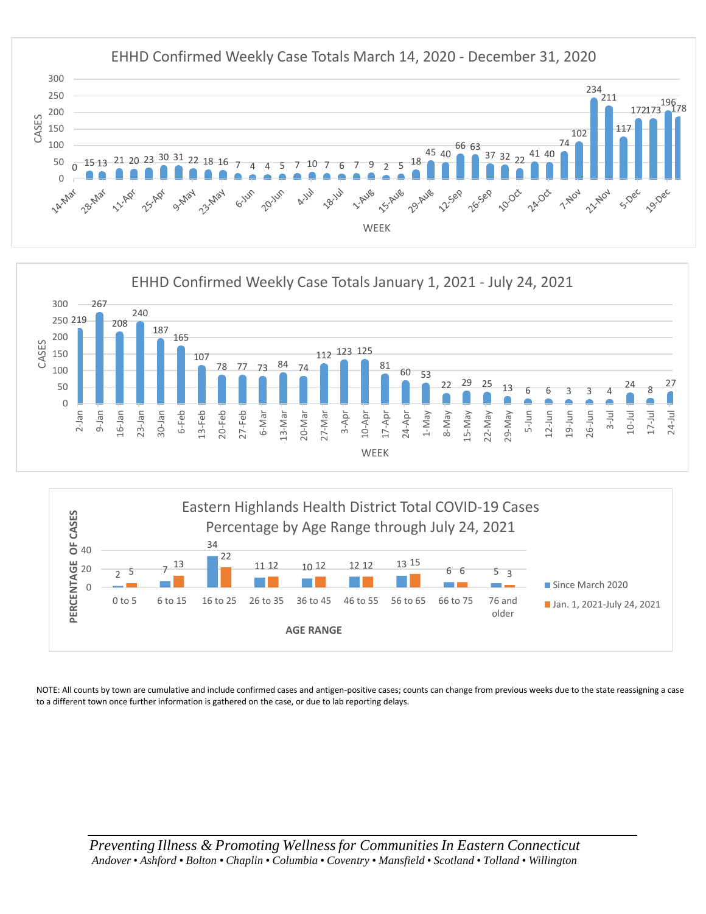EHHD Confirmed Weekly Case Totals March 14, 2020 - December 31, 2020

CASES

300
250
200
150
100
50
0

0 15 13 21 20 23 30 31 22 18 16 7 4 4 5 7 10 7 6 7 9 2 5 18 45 40 66 63 37 32 22 41 40 74 102 234 211 117 172 173 196 178

14-Mar 28-Mar 11-Apr 25-Apr 9-May 23-May 6-Jun 20-Jun 4-Jul 18-Jul 1-Aug 15-Aug 29-Aug 12-Sep 26-Sep 10-Oct 24-Oct 7-Nov 21-Nov 5-Dec 19-Dec

WEEK

EHHD Confirmed Weekly Case Totals January 1, 2021 - July 24, 2021

CASES

300
250
200
150
100
50
0

219 267 208 240 187 165 107 78 77 73 84 74 112 123 125 81 60 53 22 29 25 13 6 6 3 3 4 24 8 27

2-Jan 9-Jan 16-Jan 23-Jan 30-Jan 6-Feb 13-Feb 20-Feb 27-Feb 6-Mar 13-Mar 20-Mar 27-Mar 3-Apr 10-Apr 17-Apr 24-Apr 1-May 8-May 15-May 22-May 29-May 5-Jun 12-Jun 19-Jun 26-Jun 3-Jul 10-Jul 17-Jul 24-Jul

WEEK

Eastern Highlands Health District Total COVID-19 Cases
Percentage by Age Range through July 24, 2021

PERCENTAGE OF CASES

40
20
0

2 5 7 13 34 22 11 12 10 12 12 12 13 15 6 6 5 3

0 to 5 6 to 15 16 to 25 26 to 35 36 to 45 46 to 55 56 to 65 66 to 75 76 and older

AGE RANGE

Since March 2020
Jan. 1, 2021-July 24, 2021

NOTE: All counts by town are cumulative and include confirmed cases and antigen-positive cases; counts can change from previous weeks due to the state reassigning a case to a different town once further information is gathered on the case, or due to lab reporting delays.

*Preventing Illness & Promoting Wellness for Communities In Eastern Connecticut*
*Andover • Ashford • Bolton • Chaplin • Columbia • Coventry • Mansfield • Scotland • Tolland • Willington*